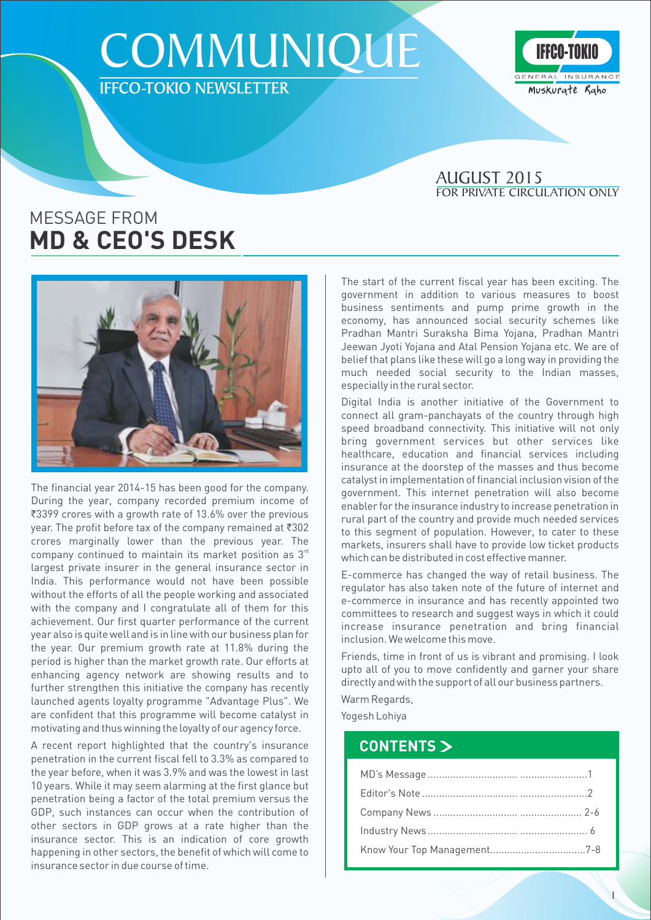# COMMUNIQUE

IFFCO-TOKIO NEWSLETTER

IFFCO-TOKIO GENERAL INSURANCE Muskurate Raho

AUGUST 2015
FOR PRIVATE CIRCULATION ONLY

## MESSAGE FROM MD & CEO'S DESK

The financial year 2014-15 has been good for the company. During the year, company recorded premium income of ₹3399 crores with a growth rate of 13.6% over the previous year. The profit before tax of the company remained at ₹302 crores marginally lower than the previous year. The company continued to maintain its market position as 3rd largest private insurer in the general insurance sector in India. This performance would not have been possible without the efforts of all the people working and associated with the company and I congratulate all of them for this achievement. Our first quarter performance of the current year also is quite well and is in line with our business plan for the year. Our premium growth rate at 11.8% during the period is higher than the market growth rate. Our efforts at enhancing agency network are showing results and to further strengthen this initiative the company has recently launched agents loyalty programme "Advantage Plus". We are confident that this programme will become catalyst in motivating and thus winning the loyalty of our agency force.

A recent report highlighted that the country's insurance penetration in the current fiscal fell to 3.3% as compared to the year before, when it was 3.9% and was the lowest in last 10 years. While it may seem alarming at the first glance but penetration being a factor of the total premium versus the GDP, such instances can occur when the contribution of other sectors in GDP grows at a rate higher than the insurance sector. This is an indication of core growth happening in other sectors, the benefit of which will come to insurance sector in due course of time.

The start of the current fiscal year has been exciting. The government in addition to various measures to boost business sentiments and pump prime growth in the economy, has announced social security schemes like Pradhan Mantri Suraksha Bima Yojana, Pradhan Mantri Jeewan Jyoti Yojana and Atal Pension Yojana etc. We are of belief that plans like these will go a long way in providing the much needed social security to the Indian masses, especially in the rural sector.

Digital India is another initiative of the Government to connect all gram-panchayats of the country through high speed broadband connectivity. This initiative will not only bring government services but other services like healthcare, education and financial services including insurance at the doorstep of the masses and thus become catalyst in implementation of financial inclusion vision of the government. This internet penetration will also become enabler for the insurance industry to increase penetration in rural part of the country and provide much needed services to this segment of population. However, to cater to these markets, insurers shall have to provide low ticket products which can be distributed in cost effective manner.

E-commerce has changed the way of retail business. The regulator has also taken note of the future of internet and e-commerce in insurance and has recently appointed two committees to research and suggest ways in which it could increase insurance penetration and bring financial inclusion. We welcome this move.

Friends, time in front of us is vibrant and promising. I look upto all of you to move confidently and garner your share directly and with the support of all our business partners.

Warm Regards,

Yogesh Lohiya

## CONTENTS >

| | |
|---|---|
| MD's Message | 1 |
| Editor's Note | 2 |
| Company News | 2-6 |
| Industry News | 6 |
| Know Your Top Management | 7-8 |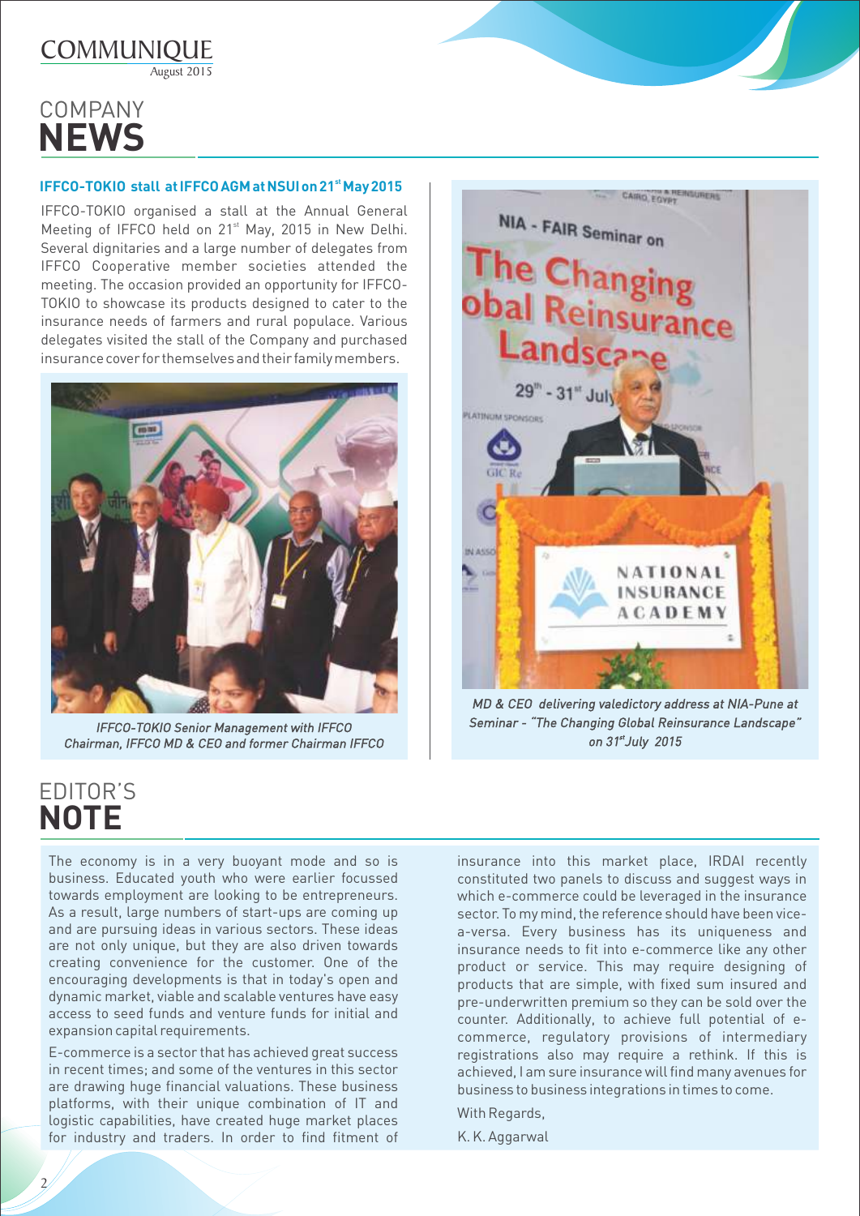# COMPANY NEWS

### IFFCO-TOKIO stall at IFFCO AGM at NSUI on 21st May 2015

IFFCO-TOKIO organised a stall at the Annual General Meeting of IFFCO held on 21st May, 2015 in New Delhi. Several dignitaries and a large number of delegates from IFFCO Cooperative member societies attended the meeting. The occasion provided an opportunity for IFFCO-TOKIO to showcase its products designed to cater to the insurance needs of farmers and rural populace. Various delegates visited the stall of the Company and purchased insurance cover for themselves and their family members.

*IFFCO-TOKIO Senior Management with IFFCO Chairman, IFFCO MD & CEO and former Chairman IFFCO*

*MD & CEO delivering valedictory address at NIA-Pune at Seminar - "The Changing Global Reinsurance Landscape" on 31st July 2015*

# EDITOR'S NOTE

The economy is in a very buoyant mode and so is business. Educated youth who were earlier focussed towards employment are looking to be entrepreneurs. As a result, large numbers of start-ups are coming up and are pursuing ideas in various sectors. These ideas are not only unique, but they are also driven towards creating convenience for the customer. One of the encouraging developments is that in today's open and dynamic market, viable and scalable ventures have easy access to seed funds and venture funds for initial and expansion capital requirements.

E-commerce is a sector that has achieved great success in recent times; and some of the ventures in this sector are drawing huge financial valuations. These business platforms, with their unique combination of IT and logistic capabilities, have created huge market places for industry and traders. In order to find fitment of insurance into this market place, IRDAI recently constituted two panels to discuss and suggest ways in which e-commerce could be leveraged in the insurance sector. To my mind, the reference should have been vice-a-versa. Every business has its uniqueness and insurance needs to fit into e-commerce like any other product or service. This may require designing of products that are simple, with fixed sum insured and pre-underwritten premium so they can be sold over the counter. Additionally, to achieve full potential of e-commerce, regulatory provisions of intermediary registrations also may require a rethink. If this is achieved, I am sure insurance will find many avenues for business to business integrations in times to come.

With Regards,

K. K. Aggarwal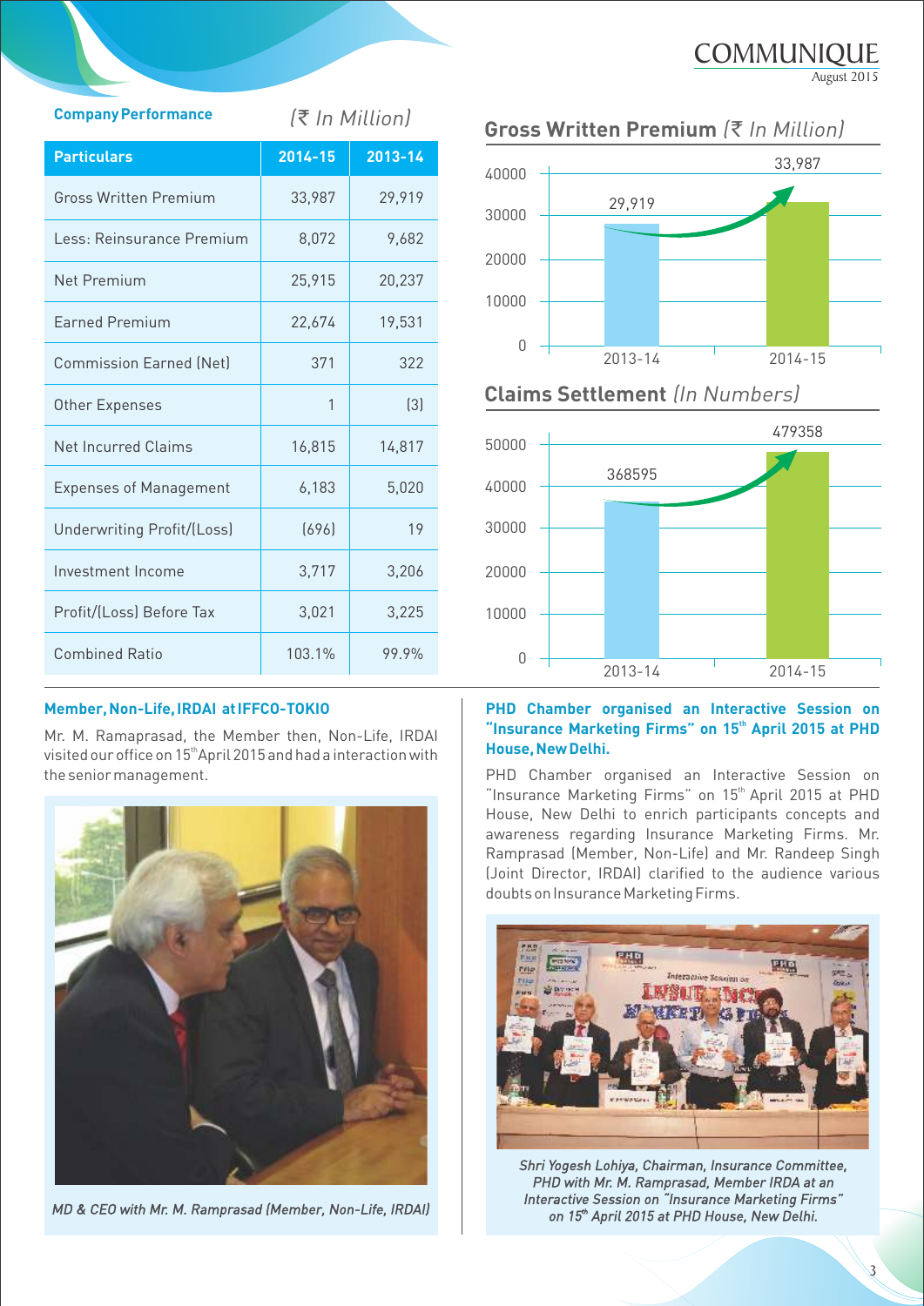## Company Performance *(₹ In Million)*

| Particulars | 2014-15 | 2013-14 |
|---|---|---|
| Gross Written Premium | 33,987 | 29,919 |
| Less: Reinsurance Premium | 8,072 | 9,682 |
| Net Premium | 25,915 | 20,237 |
| Earned Premium | 22,674 | 19,531 |
| Commission Earned (Net) | 371 | 322 |
| Other Expenses | 1 | (3) |
| Net Incurred Claims | 16,815 | 14,817 |
| Expenses of Management | 6,183 | 5,020 |
| Underwriting Profit/(Loss) | (696) | 19 |
| Investment Income | 3,717 | 3,206 |
| Profit/(Loss) Before Tax | 3,021 | 3,225 |
| Combined Ratio | 103.1% | 99.9% |

## Gross Written Premium *(₹ In Million)*

| Year | Gross Written Premium |
|---|---|
| 2013-14 | 29,919 |
| 2014-15 | 33,987 |

## Claims Settlement *(In Numbers)*

| Year | Claims Settlement |
|---|---|
| 2013-14 | 368595 |
| 2014-15 | 479358 |

### Member, Non-Life, IRDAI at IFFCO-TOKIO

Mr. M. Ramaprasad, the Member then, Non-Life, IRDAI visited our office on 15th April 2015 and had a interaction with the senior management.

*MD & CEO with Mr. M. Ramprasad (Member, Non-Life, IRDAI)*

### PHD Chamber organised an Interactive Session on "Insurance Marketing Firms" on 15th April 2015 at PHD House, New Delhi.

PHD Chamber organised an Interactive Session on "Insurance Marketing Firms" on 15th April 2015 at PHD House, New Delhi to enrich participants concepts and awareness regarding Insurance Marketing Firms. Mr. Ramprasad (Member, Non-Life) and Mr. Randeep Singh (Joint Director, IRDAI) clarified to the audience various doubts on Insurance Marketing Firms.

*Shri Yogesh Lohiya, Chairman, Insurance Committee, PHD with Mr. M. Ramprasad, Member IRDA at an Interactive Session on "Insurance Marketing Firms" on 15th April 2015 at PHD House, New Delhi.*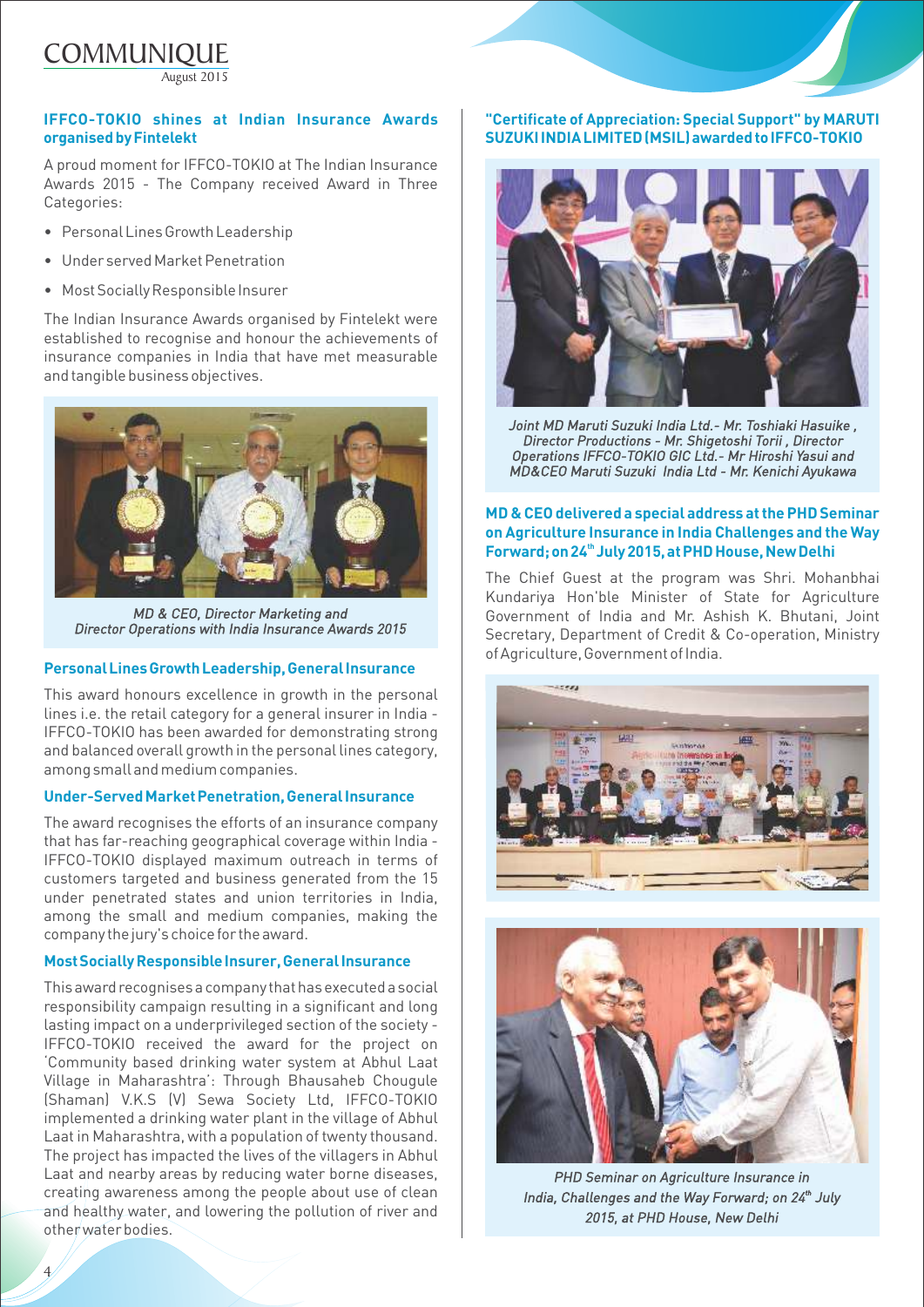## IFFCO-TOKIO shines at Indian Insurance Awards organised by Fintelekt

A proud moment for IFFCO-TOKIO at The Indian Insurance Awards 2015 - The Company received Award in Three Categories:

- Personal Lines Growth Leadership
- Under served Market Penetration
- Most Socially Responsible Insurer

The Indian Insurance Awards organised by Fintelekt were established to recognise and honour the achievements of insurance companies in India that have met measurable and tangible business objectives.

*MD & CEO, Director Marketing and Director Operations with India Insurance Awards 2015*

### Personal Lines Growth Leadership, General Insurance

This award honours excellence in growth in the personal lines i.e. the retail category for a general insurer in India - IFFCO-TOKIO has been awarded for demonstrating strong and balanced overall growth in the personal lines category, among small and medium companies.

### Under-Served Market Penetration, General Insurance

The award recognises the efforts of an insurance company that has far-reaching geographical coverage within India - IFFCO-TOKIO displayed maximum outreach in terms of customers targeted and business generated from the 15 under penetrated states and union territories in India, among the small and medium companies, making the company the jury's choice for the award.

### Most Socially Responsible Insurer, General Insurance

This award recognises a company that has executed a social responsibility campaign resulting in a significant and long lasting impact on a underprivileged section of the society - IFFCO-TOKIO received the award for the project on 'Community based drinking water system at Abhul Laat Village in Maharashtra': Through Bhausaheb Chougule (Shaman) V.K.S (V) Sewa Society Ltd, IFFCO-TOKIO implemented a drinking water plant in the village of Abhul Laat in Maharashtra, with a population of twenty thousand. The project has impacted the lives of the villagers in Abhul Laat and nearby areas by reducing water borne diseases, creating awareness among the people about use of clean and healthy water, and lowering the pollution of river and other water bodies.

## "Certificate of Appreciation: Special Support" by MARUTI SUZUKI INDIA LIMITED (MSIL) awarded to IFFCO-TOKIO

*Joint MD Maruti Suzuki India Ltd.- Mr. Toshiaki Hasuike, Director Productions - Mr. Shigetoshi Torii, Director Operations IFFCO-TOKIO GIC Ltd.- Mr Hiroshi Yasui and MD&CEO Maruti Suzuki India Ltd - Mr. Kenichi Ayukawa*

## MD & CEO delivered a special address at the PHD Seminar on Agriculture Insurance in India Challenges and the Way Forward; on 24th July 2015, at PHD House, New Delhi

The Chief Guest at the program was Shri. Mohanbhai Kundariya Hon'ble Minister of State for Agriculture Government of India and Mr. Ashish K. Bhutani, Joint Secretary, Department of Credit & Co-operation, Ministry of Agriculture, Government of India.

*PHD Seminar on Agriculture Insurance in India, Challenges and the Way Forward; on 24th July 2015, at PHD House, New Delhi*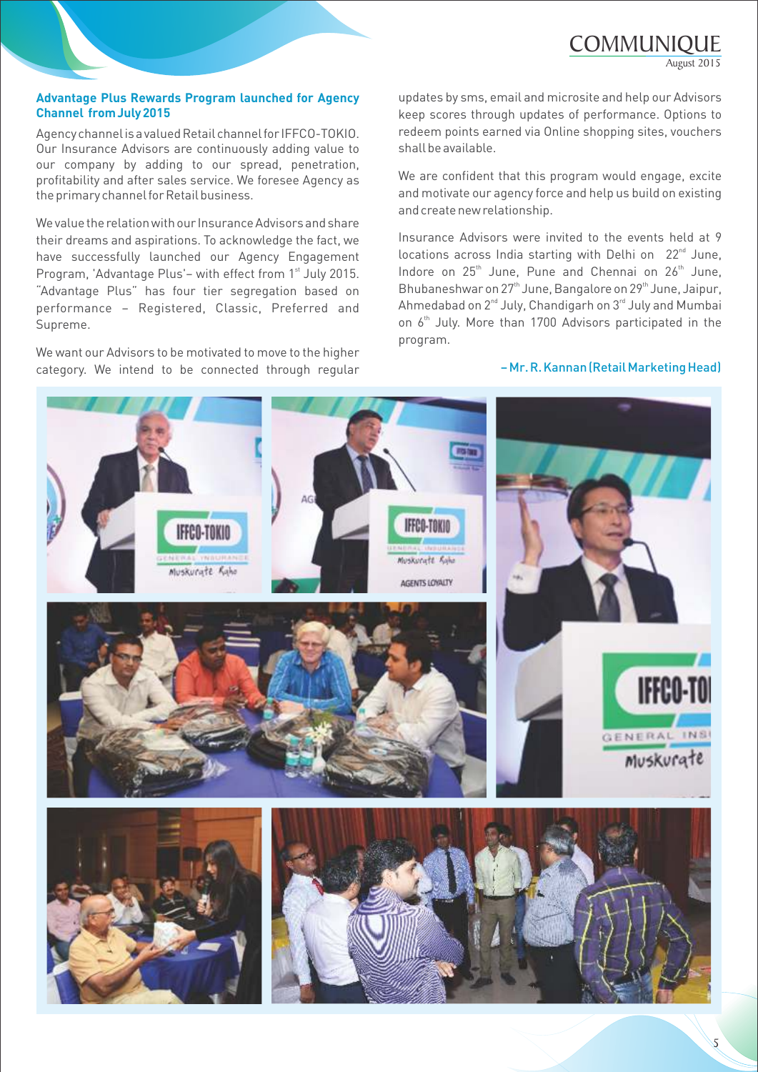### Advantage Plus Rewards Program launched for Agency Channel from July 2015

Agency channel is a valued Retail channel for IFFCO-TOKIO. Our Insurance Advisors are continuously adding value to our company by adding to our spread, penetration, profitability and after sales service. We foresee Agency as the primary channel for Retail business.

We value the relation with our Insurance Advisors and share their dreams and aspirations. To acknowledge the fact, we have successfully launched our Agency Engagement Program, 'Advantage Plus'– with effect from 1st July 2015. "Advantage Plus" has four tier segregation based on performance – Registered, Classic, Preferred and Supreme.

We want our Advisors to be motivated to move to the higher category. We intend to be connected through regular updates by sms, email and microsite and help our Advisors keep scores through updates of performance. Options to redeem points earned via Online shopping sites, vouchers shall be available.

We are confident that this program would engage, excite and motivate our agency force and help us build on existing and create new relationship.

Insurance Advisors were invited to the events held at 9 locations across India starting with Delhi on 22nd June, Indore on 25th June, Pune and Chennai on 26th June, Bhubaneshwar on 27th June, Bangalore on 29th June, Jaipur, Ahmedabad on 2nd July, Chandigarh on 3rd July and Mumbai on 6th July. More than 1700 Advisors participated in the program.

**– Mr. R. Kannan (Retail Marketing Head)**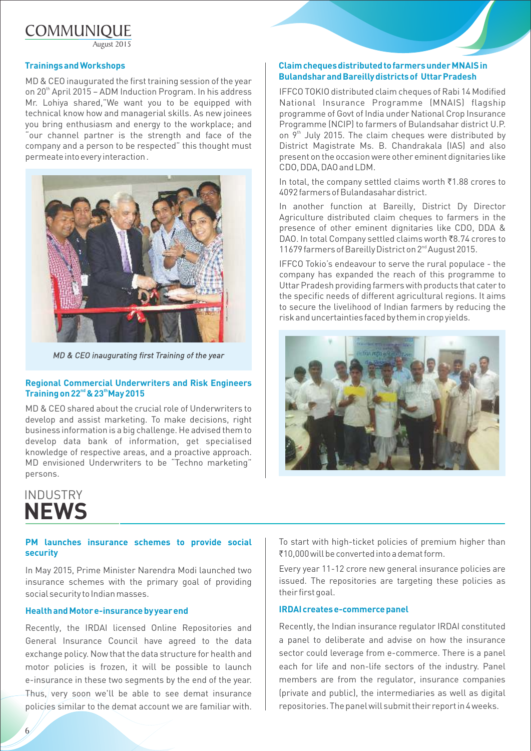### Trainings and Workshops

MD & CEO inaugurated the first training session of the year on 20th April 2015 – ADM Induction Program. In his address Mr. Lohiya shared,"We want you to be equipped with technical know how and managerial skills. As new joinees you bring enthusiasm and energy to the workplace; and "our channel partner is the strength and face of the company and a person to be respected" this thought must permeate into every interaction .

*MD & CEO inaugurating first Training of the year*

### Regional Commercial Underwriters and Risk Engineers Training on 22nd & 23th May 2015

MD & CEO shared about the crucial role of Underwriters to develop and assist marketing. To make decisions, right business information is a big challenge. He advised them to develop data bank of information, get specialised knowledge of respective areas, and a proactive approach. MD envisioned Underwriters to be "Techno marketing" persons.

### Claim cheques distributed to farmers under MNAIS in Bulandshar and Bareilly districts of Uttar Pradesh

IFFCO TOKIO distributed claim cheques of Rabi 14 Modified National Insurance Programme (MNAIS) flagship programme of Govt of India under National Crop Insurance Programme (NCIP) to farmers of Bulandsahar district U.P. on 9th July 2015. The claim cheques were distributed by District Magistrate Ms. B. Chandrakala (IAS) and also present on the occasion were other eminent dignitaries like CDO, DDA, DAO and LDM.

In total, the company settled claims worth ₹1.88 crores to 4092 farmers of Bulandasahar district.

In another function at Bareilly, District Dy Director Agriculture distributed claim cheques to farmers in the presence of other eminent dignitaries like CDO, DDA & DAO. In total Company settled claims worth ₹8.74 crores to 11679 farmers of Bareilly District on 2nd August 2015.

IFFCO Tokio's endeavour to serve the rural populace - the company has expanded the reach of this programme to Uttar Pradesh providing farmers with products that cater to the specific needs of different agricultural regions. It aims to secure the livelihood of Indian farmers by reducing the risk and uncertainties faced by them in crop yields.

## INDUSTRY NEWS

### PM launches insurance schemes to provide social security

In May 2015, Prime Minister Narendra Modi launched two insurance schemes with the primary goal of providing social security to Indian masses.

### Health and Motor e-insurance by year end

Recently, the IRDAI licensed Online Repositories and General Insurance Council have agreed to the data exchange policy. Now that the data structure for health and motor policies is frozen, it will be possible to launch e-insurance in these two segments by the end of the year. Thus, very soon we'll be able to see demat insurance policies similar to the demat account we are familiar with.

To start with high-ticket policies of premium higher than ₹10,000 will be converted into a demat form.

Every year 11-12 crore new general insurance policies are issued. The repositories are targeting these policies as their first goal.

### IRDAI creates e-commerce panel

Recently, the Indian insurance regulator IRDAI constituted a panel to deliberate and advise on how the insurance sector could leverage from e-commerce. There is a panel each for life and non-life sectors of the industry. Panel members are from the regulator, insurance companies (private and public), the intermediaries as well as digital repositories. The panel will submit their report in 4 weeks.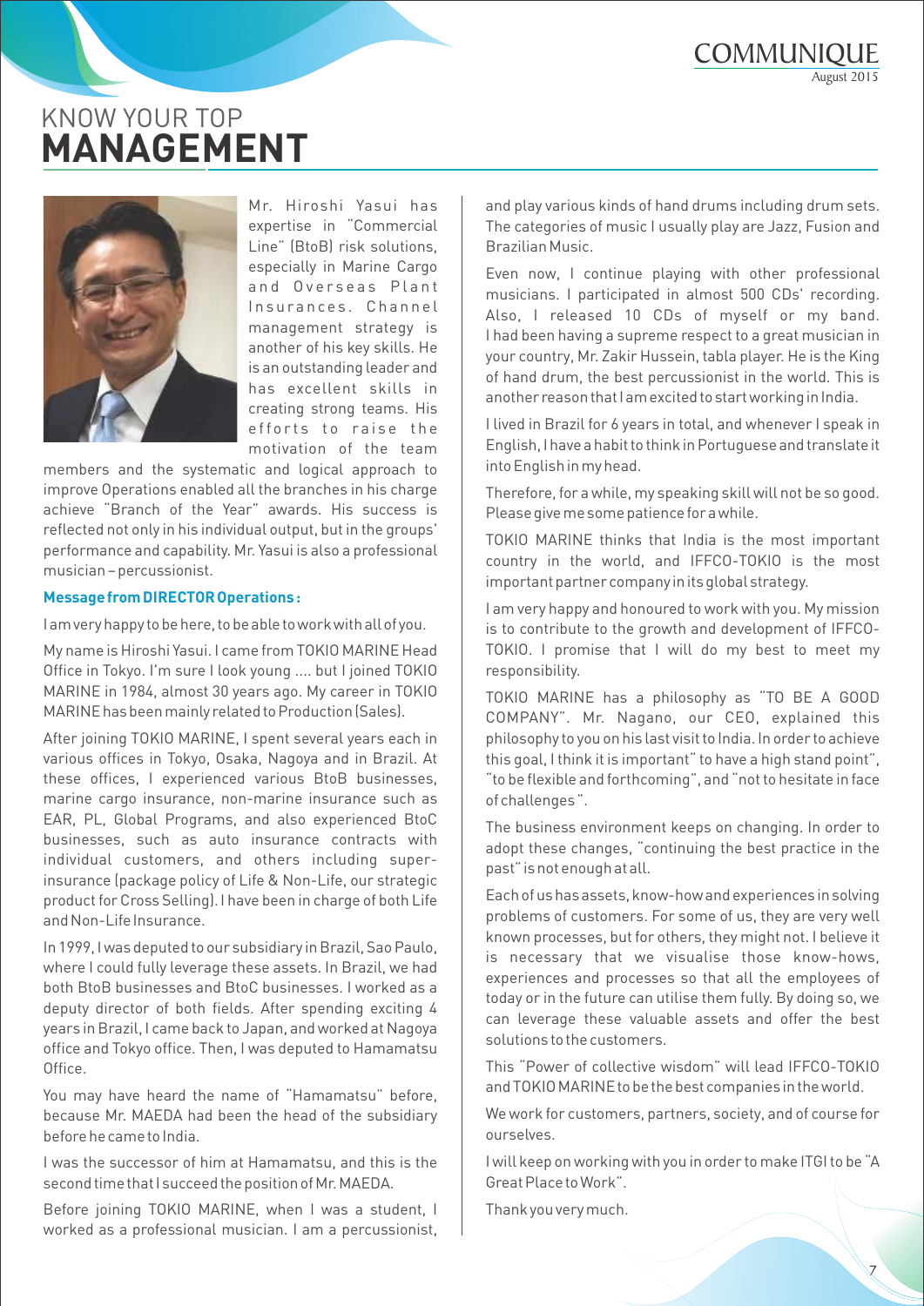# KNOW YOUR TOP **MANAGEMENT**

Mr. Hiroshi Yasui has expertise in "Commercial Line" (BtoB) risk solutions, especially in Marine Cargo and Overseas Plant Insurances. Channel management strategy is another of his key skills. He is an outstanding leader and has excellent skills in creating strong teams. His efforts to raise the motivation of the team members and the systematic and logical approach to improve Operations enabled all the branches in his charge achieve "Branch of the Year" awards. His success is reflected not only in his individual output, but in the groups' performance and capability. Mr. Yasui is also a professional musician – percussionist.

**Message from DIRECTOR Operations :**

I am very happy to be here, to be able to work with all of you.

My name is Hiroshi Yasui. I came from TOKIO MARINE Head Office in Tokyo. I'm sure I look young .... but I joined TOKIO MARINE in 1984, almost 30 years ago. My career in TOKIO MARINE has been mainly related to Production (Sales).

After joining TOKIO MARINE, I spent several years each in various offices in Tokyo, Osaka, Nagoya and in Brazil. At these offices, I experienced various BtoB businesses, marine cargo insurance, non-marine insurance such as EAR, PL, Global Programs, and also experienced BtoC businesses, such as auto insurance contracts with individual customers, and others including super-insurance (package policy of Life & Non-Life, our strategic product for Cross Selling). I have been in charge of both Life and Non-Life Insurance.

In 1999, I was deputed to our subsidiary in Brazil, Sao Paulo, where I could fully leverage these assets. In Brazil, we had both BtoB businesses and BtoC businesses. I worked as a deputy director of both fields. After spending exciting 4 years in Brazil, I came back to Japan, and worked at Nagoya office and Tokyo office. Then, I was deputed to Hamamatsu Office.

You may have heard the name of "Hamamatsu" before, because Mr. MAEDA had been the head of the subsidiary before he came to India.

I was the successor of him at Hamamatsu, and this is the second time that I succeed the position of Mr. MAEDA.

Before joining TOKIO MARINE, when I was a student, I worked as a professional musician. I am a percussionist, and play various kinds of hand drums including drum sets. The categories of music I usually play are Jazz, Fusion and Brazilian Music.

Even now, I continue playing with other professional musicians. I participated in almost 500 CDs' recording. Also, I released 10 CDs of myself or my band. I had been having a supreme respect to a great musician in your country, Mr. Zakir Hussein, tabla player. He is the King of hand drum, the best percussionist in the world. This is another reason that I am excited to start working in India.

I lived in Brazil for 6 years in total, and whenever I speak in English, I have a habit to think in Portuguese and translate it into English in my head.

Therefore, for a while, my speaking skill will not be so good. Please give me some patience for a while.

TOKIO MARINE thinks that India is the most important country in the world, and IFFCO-TOKIO is the most important partner company in its global strategy.

I am very happy and honoured to work with you. My mission is to contribute to the growth and development of IFFCO-TOKIO. I promise that I will do my best to meet my responsibility.

TOKIO MARINE has a philosophy as "TO BE A GOOD COMPANY". Mr. Nagano, our CEO, explained this philosophy to you on his last visit to India. In order to achieve this goal, I think it is important" to have a high stand point", "to be flexible and forthcoming", and "not to hesitate in face of challenges".

The business environment keeps on changing. In order to adopt these changes, "continuing the best practice in the past" is not enough at all.

Each of us has assets, know-how and experiences in solving problems of customers. For some of us, they are very well known processes, but for others, they might not. I believe it is necessary that we visualise those know-hows, experiences and processes so that all the employees of today or in the future can utilise them fully. By doing so, we can leverage these valuable assets and offer the best solutions to the customers.

This "Power of collective wisdom" will lead IFFCO-TOKIO and TOKIO MARINE to be the best companies in the world.

We work for customers, partners, society, and of course for ourselves.

I will keep on working with you in order to make ITGI to be "A Great Place to Work".

Thank you very much.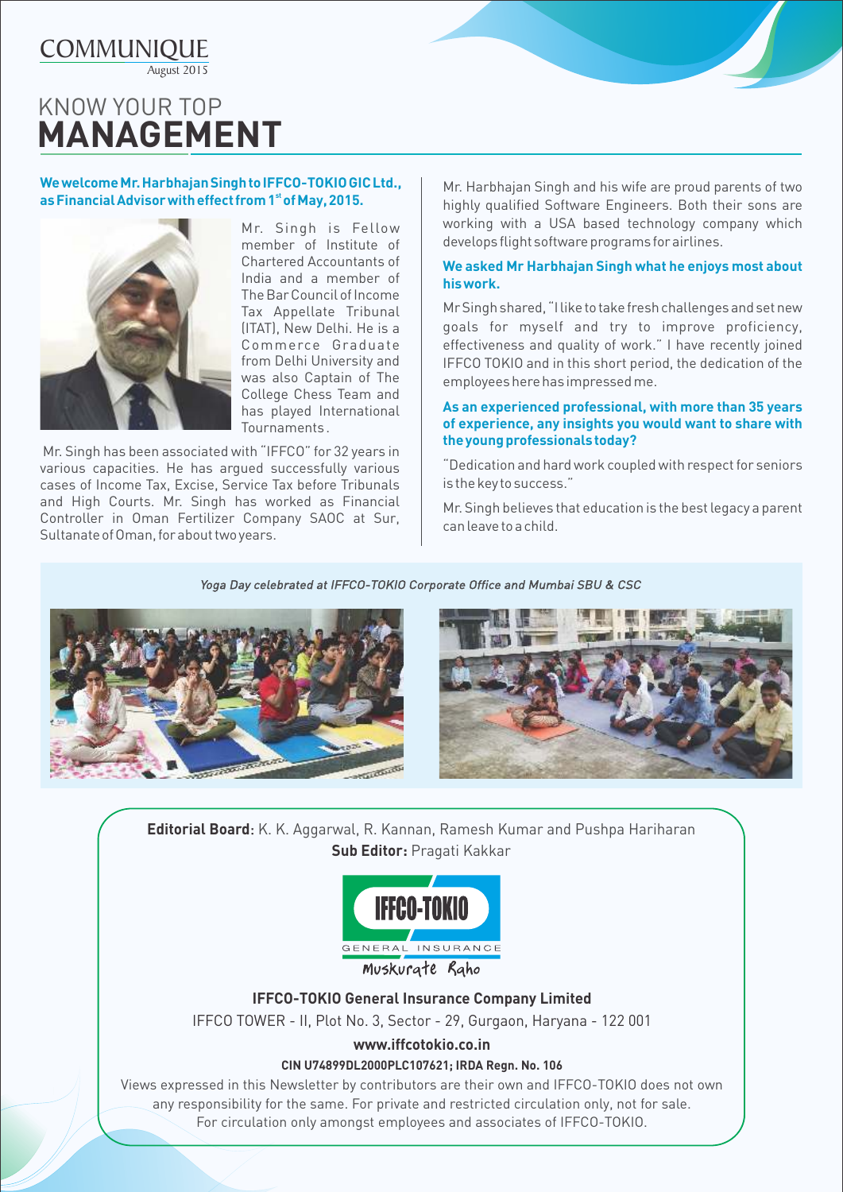COMMUNIQUE
August 2015

# KNOW YOUR TOP **MANAGEMENT**

**We welcome Mr. Harbhajan Singh to IFFCO-TOKIO GIC Ltd., as Financial Advisor with effect from 1st of May, 2015.**

Mr. Singh is Fellow member of Institute of Chartered Accountants of India and a member of The Bar Council of Income Tax Appellate Tribunal (ITAT), New Delhi. He is a Commerce Graduate from Delhi University and was also Captain of The College Chess Team and has played International Tournaments.

Mr. Singh has been associated with "IFFCO" for 32 years in various capacities. He has argued successfully various cases of Income Tax, Excise, Service Tax before Tribunals and High Courts. Mr. Singh has worked as Financial Controller in Oman Fertilizer Company SAOC at Sur, Sultanate of Oman, for about two years.

Mr. Harbhajan Singh and his wife are proud parents of two highly qualified Software Engineers. Both their sons are working with a USA based technology company which develops flight software programs for airlines.

**We asked Mr Harbhajan Singh what he enjoys most about his work.**

Mr Singh shared, "I like to take fresh challenges and set new goals for myself and try to improve proficiency, effectiveness and quality of work." I have recently joined IFFCO TOKIO and in this short period, the dedication of the employees here has impressed me.

**As an experienced professional, with more than 35 years of experience, any insights you would want to share with the young professionals today?**

"Dedication and hard work coupled with respect for seniors is the key to success."

Mr. Singh believes that education is the best legacy a parent can leave to a child.

*Yoga Day celebrated at IFFCO-TOKIO Corporate Office and Mumbai SBU & CSC*

**Editorial Board**: K. K. Aggarwal, R. Kannan, Ramesh Kumar and Pushpa Hariharan
**Sub Editor:** Pragati Kakkar

IFFCO-TOKIO
GENERAL INSURANCE
Muskurate Raho

**IFFCO-TOKIO General Insurance Company Limited**
IFFCO TOWER - II, Plot No. 3, Sector - 29, Gurgaon, Haryana - 122 001
**www.iffcotokio.co.in**
**CIN U74899DL2000PLC107621; IRDA Regn. No. 106**

Views expressed in this Newsletter by contributors are their own and IFFCO-TOKIO does not own any responsibility for the same. For private and restricted circulation only, not for sale. For circulation only amongst employees and associates of IFFCO-TOKIO.